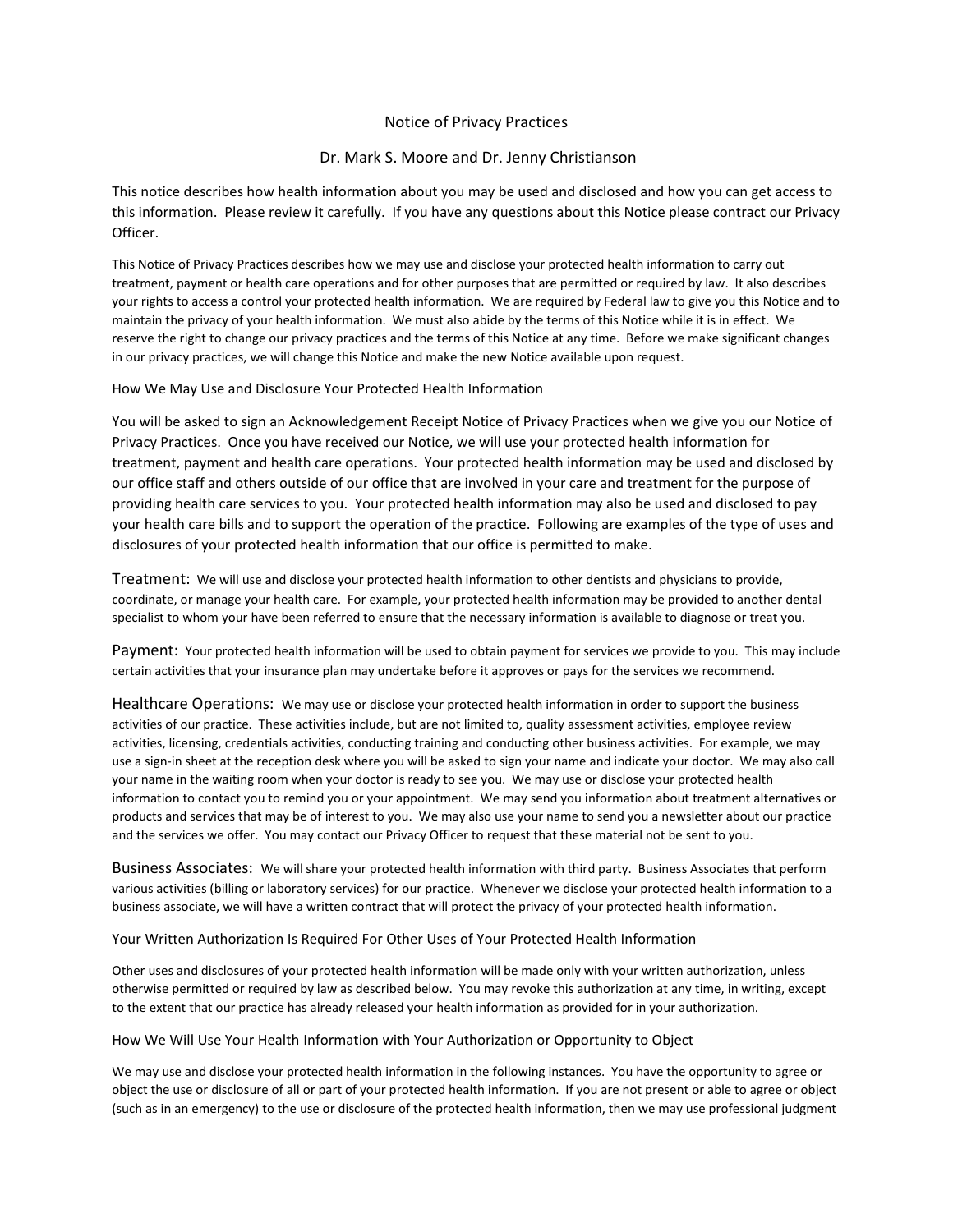# Notice of Privacy Practices

## Dr. Mark S. Moore and Dr. Jenny Christianson

This notice describes how health information about you may be used and disclosed and how you can get access to this information. Please review it carefully. If you have any questions about this Notice please contract our Privacy Officer.

This Notice of Privacy Practices describes how we may use and disclose your protected health information to carry out treatment, payment or health care operations and for other purposes that are permitted or required by law. It also describes your rights to access a control your protected health information. We are required by Federal law to give you this Notice and to maintain the privacy of your health information. We must also abide by the terms of this Notice while it is in effect. We reserve the right to change our privacy practices and the terms of this Notice at any time. Before we make significant changes in our privacy practices, we will change this Notice and make the new Notice available upon request.

### How We May Use and Disclosure Your Protected Health Information

You will be asked to sign an Acknowledgement Receipt Notice of Privacy Practices when we give you our Notice of Privacy Practices. Once you have received our Notice, we will use your protected health information for treatment, payment and health care operations. Your protected health information may be used and disclosed by our office staff and others outside of our office that are involved in your care and treatment for the purpose of providing health care services to you. Your protected health information may also be used and disclosed to pay your health care bills and to support the operation of the practice. Following are examples of the type of uses and disclosures of your protected health information that our office is permitted to make.

**Treatment:** We will use and disclose your protected health information to other dentists and physicians to provide, coordinate, or manage your health care. For example, your protected health information may be provided to another dental specialist to whom your have been referred to ensure that the necessary information is available to diagnose or treat you.

**Payment:** Your protected health information will be used to obtain payment for services we provide to you. This may include certain activities that your insurance plan may undertake before it approves or pays for the services we recommend.

**Healthcare Operations:** We may use or disclose your protected health information in order to support the business activities of our practice. These activities include, but are not limited to, quality assessment activities, employee review activities, licensing, credentials activities, conducting training and conducting other business activities. For example, we may use a sign-in sheet at the reception desk where you will be asked to sign your name and indicate your doctor. We may also call your name in the waiting room when your doctor is ready to see you. We may use or disclose your protected health information to contact you to remind you or your appointment. We may send you information about treatment alternatives or products and services that may be of interest to you. We may also use your name to send you a newsletter about our practice and the services we offer. You may contact our Privacy Officer to request that these material not be sent to you.

**Business Associates:** We will share your protected health information with third party. Business Associates that perform various activities (billing or laboratory services) for our practice. Whenever we disclose your protected health information to a business associate, we will have a written contract that will protect the privacy of your protected health information.

### Your Written Authorization Is Required For Other Uses of Your Protected Health Information

Other uses and disclosures of your protected health information will be made only with your written authorization, unless otherwise permitted or required by law as described below. You may revoke this authorization at any time, in writing, except to the extent that our practice has already released your health information as provided for in your authorization.

### How We Will Use Your Health Information with Your Authorization or Opportunity to Object

We may use and disclose your protected health information in the following instances. You have the opportunity to agree or object the use or disclosure of all or part of your protected health information. If you are not present or able to agree or object (such as in an emergency) to the use or disclosure of the protected health information, then we may use professional judgment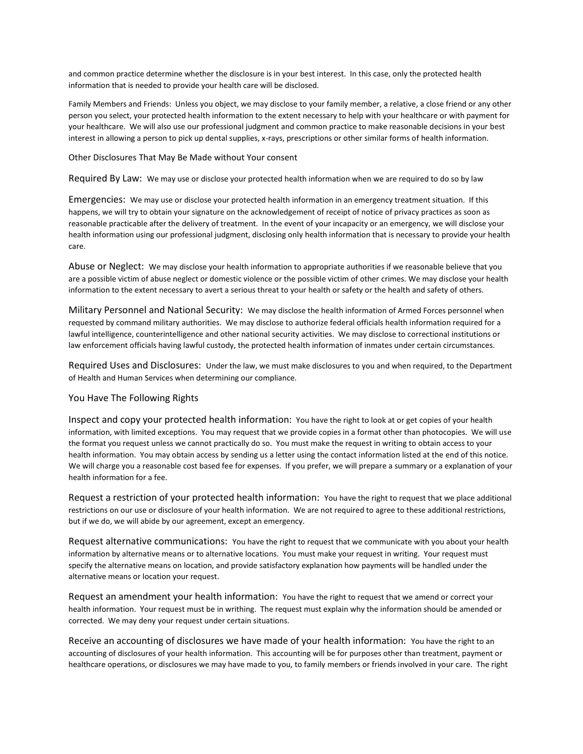and common practice determine whether the disclosure is in your best interest. In this case, only the protected health information that is needed to provide your health care will be disclosed.

Family Members and Friends: Unless you object, we may disclose to your family member, a relative, a close friend or any other person you select, your protected health information to the extent necessary to help with your healthcare or with payment for your healthcare. We will also use our professional judgment and common practice to make reasonable decisions in your best interest in allowing a person to pick up dental supplies, x-rays, prescriptions or other similar forms of health information.

## Other Disclosures That May Be Made without Your consent

**Required By Law:** We may use or disclose your protected health information when we are required to do so by law

**Emergencies:** We may use or disclose your protected health information in an emergency treatment situation. If this happens, we will try to obtain your signature on the acknowledgement of receipt of notice of privacy practices as soon as reasonable practicable after the delivery of treatment. In the event of your incapacity or an emergency, we will disclose your health information using our professional judgment, disclosing only health information that is necessary to provide your health care.

**Abuse or Neglect:** We may disclose your health information to appropriate authorities if we reasonable believe that you are a possible victim of abuse neglect or domestic violence or the possible victim of other crimes. We may disclose your health information to the extent necessary to avert a serious threat to your health or safety or the health and safety of others.

**Military Personnel and National Security:** We may disclose the health information of Armed Forces personnel when requested by command military authorities. We may disclose to authorize federal officials health information required for a lawful intelligence, counterintelligence and other national security activities. We may disclose to correctional institutions or law enforcement officials having lawful custody, the protected health information of inmates under certain circumstances.

**Required Uses and Disclosures:** Under the law, we must make disclosures to you and when required, to the Department of Health and Human Services when determining our compliance.

## You Have The Following Rights

**Inspect and copy your protected health information:** You have the right to look at or get copies of your health information, with limited exceptions. You may request that we provide copies in a format other than photocopies. We will use the format you request unless we cannot practically do so. You must make the request in writing to obtain access to your health information. You may obtain access by sending us a letter using the contact information listed at the end of this notice. We will charge you a reasonable cost based fee for expenses. If you prefer, we will prepare a summary or a explanation of your health information for a fee.

**Request a restriction of your protected health information:** You have the right to request that we place additional restrictions on our use or disclosure of your health information. We are not required to agree to these additional restrictions, but if we do, we will abide by our agreement, except an emergency.

**Request alternative communications:** You have the right to request that we communicate with you about your health information by alternative means or to alternative locations. You must make your request in writing. Your request must specify the alternative means on location, and provide satisfactory explanation how payments will be handled under the alternative means or location your request.

**Request an amendment your health information:** You have the right to request that we amend or correct your health information. Your request must be in writhing. The request must explain why the information should be amended or corrected. We may deny your request under certain situations.

**Receive an accounting of disclosures we have made of your health information:** You have the right to an accounting of disclosures of your health information. This accounting will be for purposes other than treatment, payment or healthcare operations, or disclosures we may have made to you, to family members or friends involved in your care. The right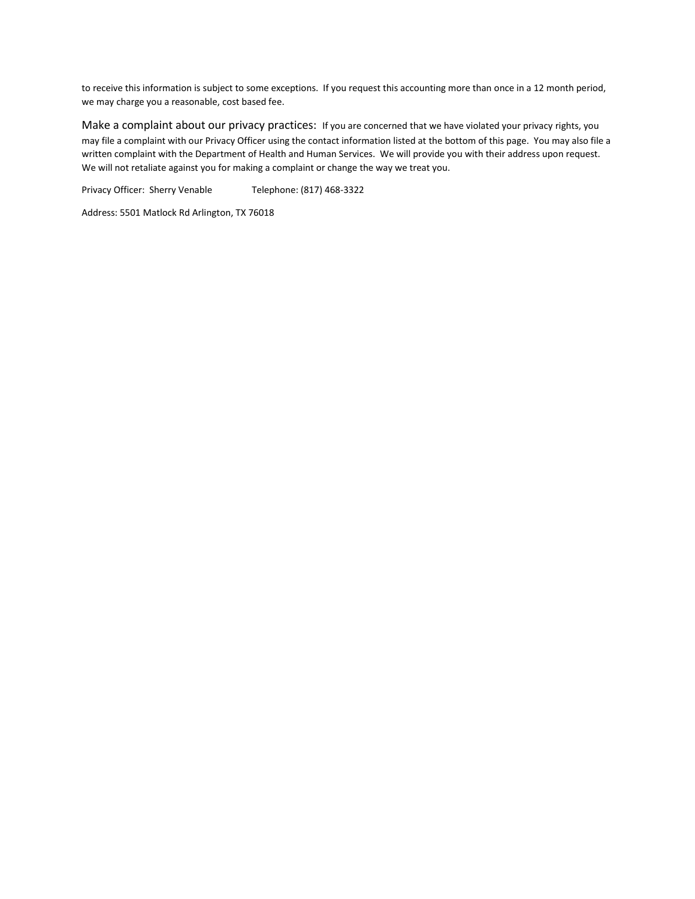to receive this information is subject to some exceptions. If you request this accounting more than once in a 12 month period, we may charge you a reasonable, cost based fee.

**Make a complaint about our privacy practices:** If you are concerned that we have violated your privacy rights, you may file a complaint with our Privacy Officer using the contact information listed at the bottom of this page. You may also file a written complaint with the Department of Health and Human Services. We will provide you with their address upon request. We will not retaliate against you for making a complaint or change the way we treat you.

Privacy Officer: Sherry Venable    Telephone: (817) 468-3322

Address: 5501 Matlock Rd Arlington, TX 76018